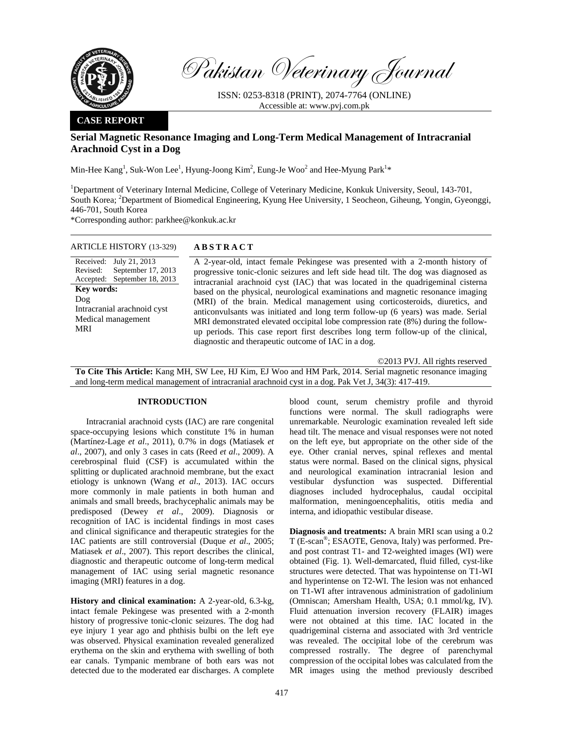Pakistan Veterinary Journal

ISSN: 0253-8318 (PRINT), 2074-7764 (ONLINE)
Accessible at: www.pvj.com.pk

**CASE REPORT**

# Serial Magnetic Resonance Imaging and Long-Term Medical Management of Intracranial Arachnoid Cyst in a Dog

Min-Hee Kang[1], Suk-Won Lee[1], Hyung-Joong Kim[2], Eung-Je Woo[2] and Hee-Myung Park[1]*

[1]Department of Veterinary Internal Medicine, College of Veterinary Medicine, Konkuk University, Seoul, 143-701, South Korea; [2]Department of Biomedical Engineering, Kyung Hee University, 1 Seocheon, Giheung, Yongin, Gyeonggi, 446-701, South Korea

*Corresponding author: parkhee@konkuk.ac.kr

ARTICLE HISTORY (13-329)

Received: July 21, 2013
Revised: September 17, 2013
Accepted: September 18, 2013

**Key words:**
Dog
Intracranial arachnoid cyst
Medical management
MRI

**ABSTRACT**

A 2-year-old, intact female Pekingese was presented with a 2-month history of progressive tonic-clonic seizures and left side head tilt. The dog was diagnosed as intracranial arachnoid cyst (IAC) that was located in the quadrigeminal cisterna based on the physical, neurological examinations and magnetic resonance imaging (MRI) of the brain. Medical management using corticosteroids, diuretics, and anticonvulsants was initiated and long term follow-up (6 years) was made. Serial MRI demonstrated elevated occipital lobe compression rate (8%) during the follow-up periods. This case report first describes long term follow-up of the clinical, diagnostic and therapeutic outcome of IAC in a dog.

©2013 PVJ. All rights reserved

**To Cite This Article:** Kang MH, SW Lee, HJ Kim, EJ Woo and HM Park, 2014. Serial magnetic resonance imaging and long-term medical management of intracranial arachnoid cyst in a dog. Pak Vet J, 34(3): 417-419.

## INTRODUCTION

Intracranial arachnoid cysts (IAC) are rare congenital space-occupying lesions which constitute 1% in human (Martínez-Lage *et al*., 2011), 0.7% in dogs (Matiasek *et al*., 2007), and only 3 cases in cats (Reed *et al*., 2009). A cerebrospinal fluid (CSF) is accumulated within the splitting or duplicated arachnoid membrane, but the exact etiology is unknown (Wang *et al*., 2013). IAC occurs more commonly in male patients in both human and animals and small breeds, brachycephalic animals may be predisposed (Dewey *et al*., 2009). Diagnosis or recognition of IAC is incidental findings in most cases and clinical significance and therapeutic strategies for the IAC patients are still controversial (Duque *et al*., 2005; Matiasek *et al*., 2007). This report describes the clinical, diagnostic and therapeutic outcome of long-term medical management of IAC using serial magnetic resonance imaging (MRI) features in a dog.

**History and clinical examination:** A 2-year-old, 6.3-kg, intact female Pekingese was presented with a 2-month history of progressive tonic-clonic seizures. The dog had eye injury 1 year ago and phthisis bulbi on the left eye was observed. Physical examination revealed generalized erythema on the skin and erythema with swelling of both ear canals. Tympanic membrane of both ears was not detected due to the moderated ear discharges. A complete blood count, serum chemistry profile and thyroid functions were normal. The skull radiographs were unremarkable. Neurologic examination revealed left side head tilt. The menace and visual responses were not noted on the left eye, but appropriate on the other side of the eye. Other cranial nerves, spinal reflexes and mental status were normal. Based on the clinical signs, physical and neurological examination intracranial lesion and vestibular dysfunction was suspected. Differential diagnoses included hydrocephalus, caudal occipital malformation, meningoencephalitis, otitis media and interna, and idiopathic vestibular disease.

**Diagnosis and treatments:** A brain MRI scan using a 0.2 T (E-scan®; ESAOTE, Genova, Italy) was performed. Pre- and post contrast T1- and T2-weighted images (WI) were obtained (Fig. 1). Well-demarcated, fluid filled, cyst-like structures were detected. That was hypointense on T1-WI and hyperintense on T2-WI. The lesion was not enhanced on T1-WI after intravenous administration of gadolinium (Omniscan; Amersham Health, USA; 0.1 mmol/kg, IV). Fluid attenuation inversion recovery (FLAIR) images were not obtained at this time. IAC located in the quadrigeminal cisterna and associated with 3rd ventricle was revealed. The occipital lobe of the cerebrum was compressed rostrally. The degree of parenchymal compression of the occipital lobes was calculated from the MR images using the method previously described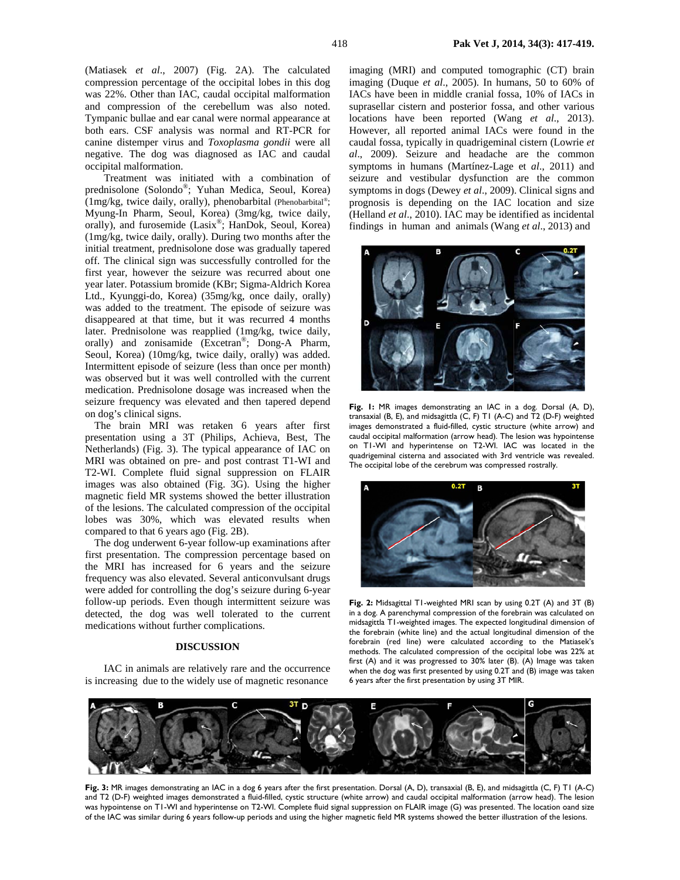(Matiasek *et al*., 2007) (Fig. 2A). The calculated compression percentage of the occipital lobes in this dog was 22%. Other than IAC, caudal occipital malformation and compression of the cerebellum was also noted. Tympanic bullae and ear canal were normal appearance at both ears. CSF analysis was normal and RT-PCR for canine distemper virus and *Toxoplasma gondii* were all negative. The dog was diagnosed as IAC and caudal occipital malformation.

Treatment was initiated with a combination of prednisolone (Solondo®; Yuhan Medica, Seoul, Korea) (1mg/kg, twice daily, orally), phenobarbital (Phenobarbital®; Myung-In Pharm, Seoul, Korea) (3mg/kg, twice daily, orally), and furosemide (Lasix®; HanDok, Seoul, Korea) (1mg/kg, twice daily, orally). During two months after the initial treatment, prednisolone dose was gradually tapered off. The clinical sign was successfully controlled for the first year, however the seizure was recurred about one year later. Potassium bromide (KBr; Sigma-Aldrich Korea Ltd., Kyunggi-do, Korea) (35mg/kg, once daily, orally) was added to the treatment. The episode of seizure was disappeared at that time, but it was recurred 4 months later. Prednisolone was reapplied (1mg/kg, twice daily, orally) and zonisamide (Excetran®; Dong-A Pharm, Seoul, Korea) (10mg/kg, twice daily, orally) was added. Intermittent episode of seizure (less than once per month) was observed but it was well controlled with the current medication. Prednisolone dosage was increased when the seizure frequency was elevated and then tapered depend on dog's clinical signs.

The brain MRI was retaken 6 years after first presentation using a 3T (Philips, Achieva, Best, The Netherlands) (Fig. 3). The typical appearance of IAC on MRI was obtained on pre- and post contrast T1-WI and T2-WI. Complete fluid signal suppression on FLAIR images was also obtained (Fig. 3G). Using the higher magnetic field MR systems showed the better illustration of the lesions. The calculated compression of the occipital lobes was 30%, which was elevated results when compared to that 6 years ago (Fig. 2B).

The dog underwent 6-year follow-up examinations after first presentation. The compression percentage based on the MRI has increased for 6 years and the seizure frequency was also elevated. Several anticonvulsant drugs were added for controlling the dog's seizure during 6-year follow-up periods. Even though intermittent seizure was detected, the dog was well tolerated to the current medications without further complications.

## DISCUSSION

IAC in animals are relatively rare and the occurrence is increasing due to the widely use of magnetic resonance imaging (MRI) and computed tomographic (CT) brain imaging (Duque *et al*., 2005). In humans, 50 to 60% of IACs have been in middle cranial fossa, 10% of IACs in suprasellar cistern and posterior fossa, and other various locations have been reported (Wang *et al*., 2013). However, all reported animal IACs were found in the caudal fossa, typically in quadrigeminal cistern (Lowrie *et al*., 2009). Seizure and headache are the common symptoms in humans (Martínez-Lage et *al*., 2011) and seizure and vestibular dysfunction are the common symptoms in dogs (Dewey *et al*., 2009). Clinical signs and prognosis is depending on the IAC location and size (Helland *et al*., 2010). IAC may be identified as incidental findings in human and animals (Wang *et al*., 2013) and

**Fig. 1:** MR images demonstrating an IAC in a dog. Dorsal (A, D), transaxial (B, E), and midsagittla (C, F) T1 (A-C) and T2 (D-F) weighted images demonstrated a fluid-filled, cystic structure (white arrow) and caudal occipital malformation (arrow head). The lesion was hypointense on T1-WI and hyperintense on T2-WI. IAC was located in the quadrigeminal cisterna and associated with 3rd ventricle was revealed. The occipital lobe of the cerebrum was compressed rostrally.

**Fig. 2:** Midsagittal T1-weighted MRI scan by using 0.2T (A) and 3T (B) in a dog. A parenchymal compression of the forebrain was calculated on midsagittla T1-weighted images. The expected longitudinal dimension of the forebrain (white line) and the actual longitudinal dimension of the forebrain (red line) were calculated according to the Matiasek's methods. The calculated compression of the occipital lobe was 22% at first (A) and it was progressed to 30% later (B). (A) Image was taken when the dog was first presented by using 0.2T and (B) image was taken 6 years after the first presentation by using 3T MIR.

**Fig. 3:** MR images demonstrating an IAC in a dog 6 years after the first presentation. Dorsal (A, D), transaxial (B, E), and midsagittla (C, F) T1 (A-C) and T2 (D-F) weighted images demonstrated a fluid-filled, cystic structure (white arrow) and caudal occipital malformation (arrow head). The lesion was hypointense on T1-WI and hyperintense on T2-WI. Complete fluid signal suppression on FLAIR image (G) was presented. The location oand size of the IAC was similar during 6 years follow-up periods and using the higher magnetic field MR systems showed the better illustration of the lesions.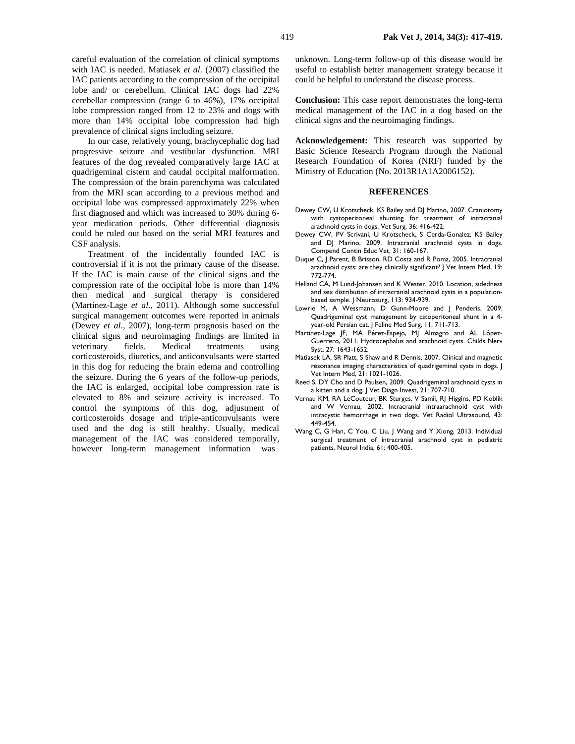careful evaluation of the correlation of clinical symptoms with IAC is needed. Matiasek *et al.* (2007) classified the IAC patients according to the compression of the occipital lobe and/ or cerebellum. Clinical IAC dogs had 22% cerebellar compression (range 6 to 46%), 17% occipital lobe compression ranged from 12 to 23% and dogs with more than 14% occipital lobe compression had high prevalence of clinical signs including seizure.

In our case, relatively young, brachycephalic dog had progressive seizure and vestibular dysfunction. MRI features of the dog revealed comparatively large IAC at quadrigeminal cistern and caudal occipital malformation. The compression of the brain parenchyma was calculated from the MRI scan according to a previous method and occipital lobe was compressed approximately 22% when first diagnosed and which was increased to 30% during 6-year medication periods. Other differential diagnosis could be ruled out based on the serial MRI features and CSF analysis.

Treatment of the incidentally founded IAC is controversial if it is not the primary cause of the disease. If the IAC is main cause of the clinical signs and the compression rate of the occipital lobe is more than 14% then medical and surgical therapy is considered (Martínez-Lage *et al*., 2011). Although some successful surgical management outcomes were reported in animals (Dewey *et al*., 2007), long-term prognosis based on the clinical signs and neuroimaging findings are limited in veterinary fields. Medical treatments using corticosteroids, diuretics, and anticonvulsants were started in this dog for reducing the brain edema and controlling the seizure. During the 6 years of the follow-up periods, the IAC is enlarged, occipital lobe compression rate is elevated to 8% and seizure activity is increased. To control the symptoms of this dog, adjustment of corticosteroids dosage and triple-anticonvulsants were used and the dog is still healthy. Usually, medical management of the IAC was considered temporally, however long-term management information was unknown. Long-term follow-up of this disease would be useful to establish better management strategy because it could be helpful to understand the disease process.

**Conclusion:** This case report demonstrates the long-term medical management of the IAC in a dog based on the clinical signs and the neuroimaging findings.

**Acknowledgement:** This research was supported by Basic Science Research Program through the National Research Foundation of Korea (NRF) funded by the Ministry of Education (No. 2013R1A1A2006152).

## REFERENCES

Dewey CW, U Krotscheck, KS Bailey and DJ Marino, 2007. Craniotomy with cystoperitoneal shunting for treatment of intracranial arachnoid cysts in dogs. Vet Surg, 36: 416-422.

Dewey CW, PV Scrivani, U Krotscheck, S Cerda-Gonalez, KS Bailey and DJ Marino, 2009. Intracranial arachnoid cysts in dogs. Compend Contin Educ Vet, 31: 160-167.

Duque C, J Parent, B Brisson, RD Costa and R Poma, 2005. Intracranial arachnoid cysts: are they clinically significant? J Vet Intern Med, 19: 772-774.

Helland CA, M Lund-Johansen and K Wester, 2010. Location, sidedness and sex distribution of intracranial arachnoid cysts in a population-based sample. J Neurosurg, 113: 934-939.

Lowrie M, A Wessmann, D Gunn-Moore and J Penderis, 2009. Quadrigeminal cyst management by cstoperitoneal shunt in a 4-year-old Persian cat. J Feline Med Surg, 11: 711-713.

Martínez-Lage JF, MA Pérez-Espejo, MJ Almagro and AL López-Guerrero, 2011. Hydrocephalus and arachnoid cysts. Childs Nerv Syst, 27: 1643-1652.

Matiasek LA, SR Platt, S Shaw and R Dennis, 2007. Clinical and magnetic resonance imaging characteristics of quadrigeminal cysts in dogs. J Vet Intern Med, 21: 1021-1026.

Reed S, DY Cho and D Paulsen, 2009. Quadrigeminal arachnoid cysts in a kitten and a dog. J Vet Diagn Invest, 21: 707-710.

Vernau KM, RA LeCouteur, BK Sturges, V Samii, RJ Higgins, PD Koblik and W Vernau, 2002. Intracranial intraarachnoid cyst with intracystic hemorrhage in two dogs. Vet Radiol Ultrasound, 43: 449-454.

Wang C, G Han, C You, C Liu, J Wang and Y Xiong, 2013. Individual surgical treatment of intracranial arachnoid cyst in pediatric patients. Neurol India, 61: 400-405.